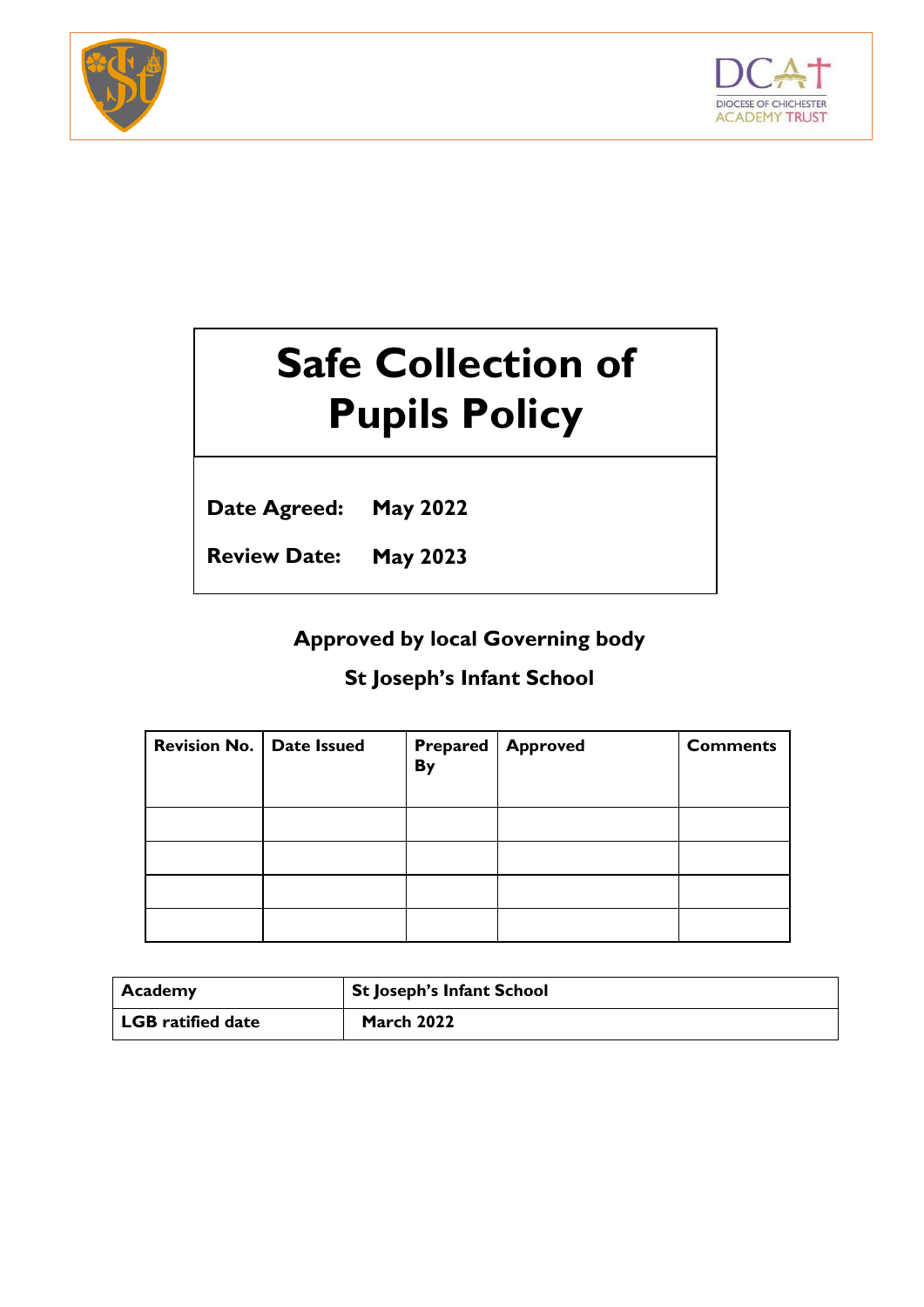# Safe Collection of Pupils Policy

**Date Agreed:** May 2022

**Review Date:** May 2023

**Approved by local Governing body**

**St Joseph's Infant School**

| Revision No. | Date Issued | Prepared By | Approved | Comments |
|---|---|---|---|---|
| | | | | |
| | | | | |
| | | | | |
| | | | | |

| **Academy** | **St Joseph's Infant School** |
|---|---|
| **LGB ratified date** | **March 2022** |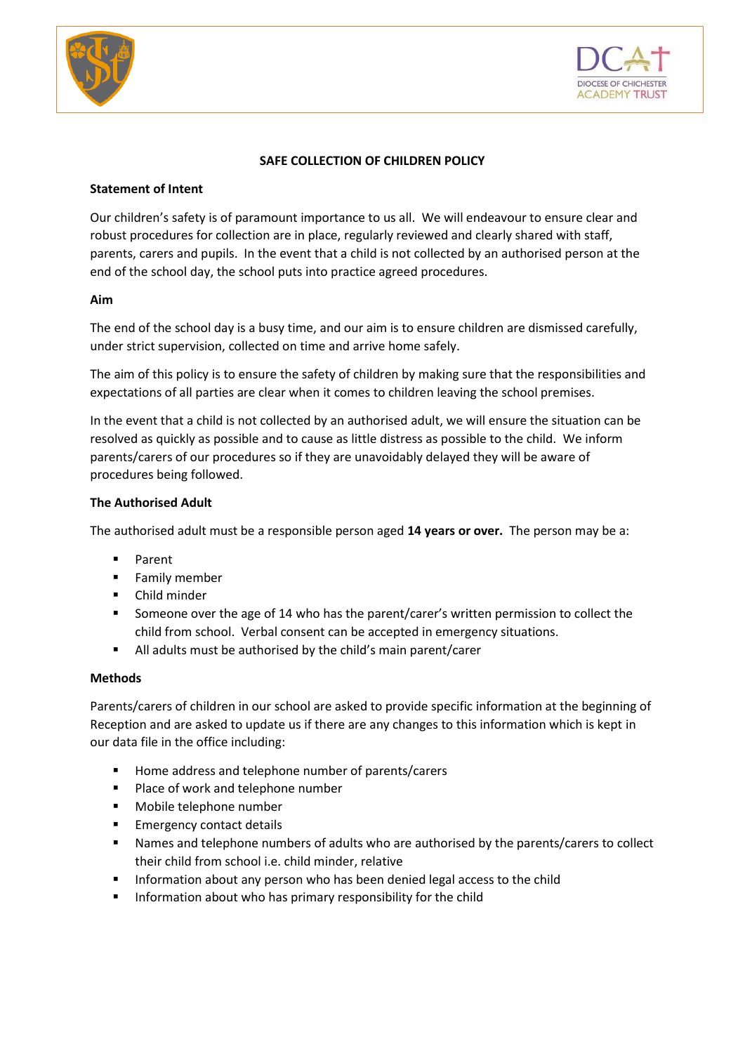# SAFE COLLECTION OF CHILDREN POLICY

## Statement of Intent

Our children's safety is of paramount importance to us all. We will endeavour to ensure clear and robust procedures for collection are in place, regularly reviewed and clearly shared with staff, parents, carers and pupils. In the event that a child is not collected by an authorised person at the end of the school day, the school puts into practice agreed procedures.

## Aim

The end of the school day is a busy time, and our aim is to ensure children are dismissed carefully, under strict supervision, collected on time and arrive home safely.

The aim of this policy is to ensure the safety of children by making sure that the responsibilities and expectations of all parties are clear when it comes to children leaving the school premises.

In the event that a child is not collected by an authorised adult, we will ensure the situation can be resolved as quickly as possible and to cause as little distress as possible to the child. We inform parents/carers of our procedures so if they are unavoidably delayed they will be aware of procedures being followed.

## The Authorised Adult

The authorised adult must be a responsible person aged **14 years or over.** The person may be a:

- Parent
- Family member
- Child minder
- Someone over the age of 14 who has the parent/carer's written permission to collect the child from school. Verbal consent can be accepted in emergency situations.
- All adults must be authorised by the child's main parent/carer

## Methods

Parents/carers of children in our school are asked to provide specific information at the beginning of Reception and are asked to update us if there are any changes to this information which is kept in our data file in the office including:

- Home address and telephone number of parents/carers
- Place of work and telephone number
- Mobile telephone number
- Emergency contact details
- Names and telephone numbers of adults who are authorised by the parents/carers to collect their child from school i.e. child minder, relative
- Information about any person who has been denied legal access to the child
- Information about who has primary responsibility for the child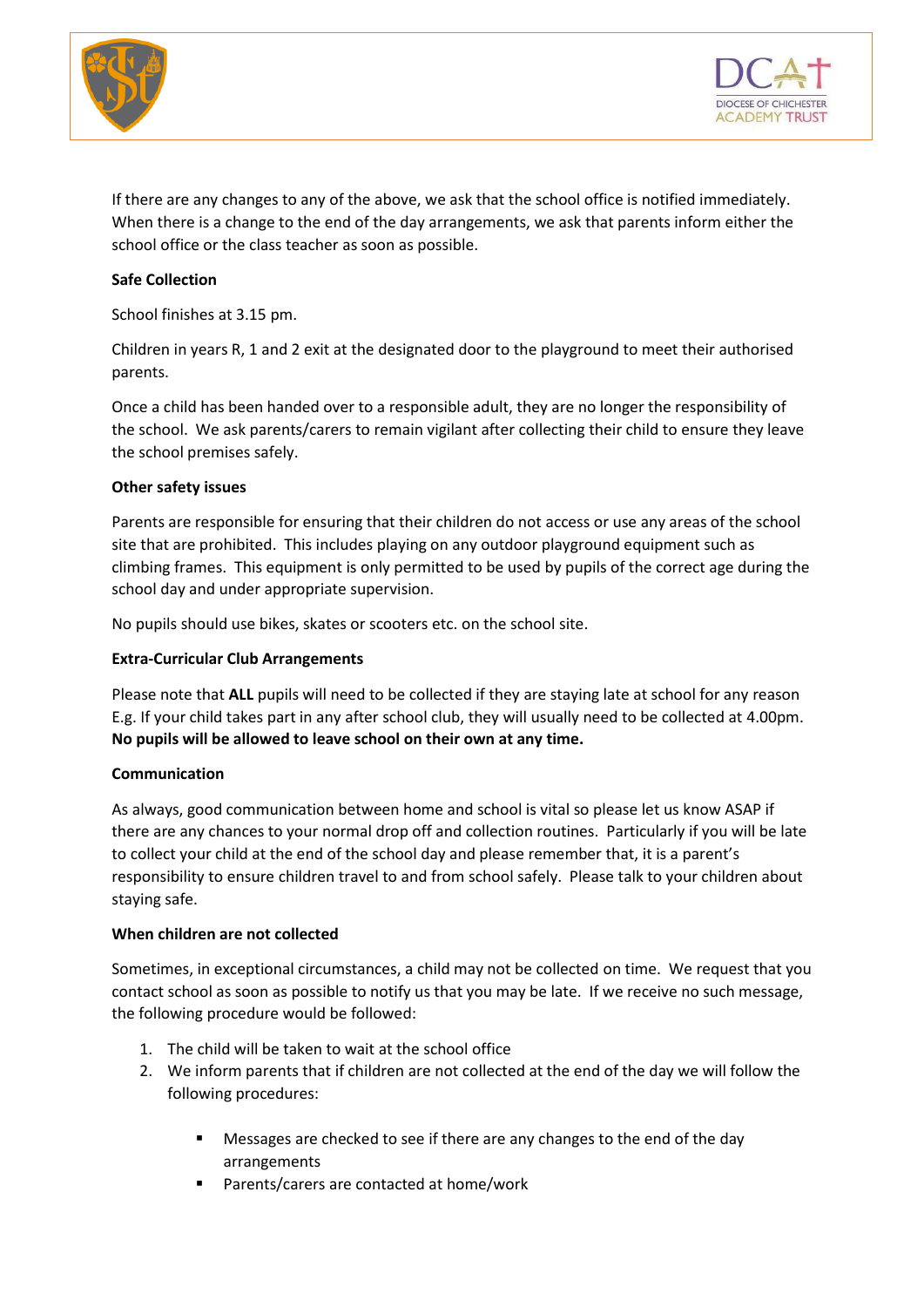If there are any changes to any of the above, we ask that the school office is notified immediately. When there is a change to the end of the day arrangements, we ask that parents inform either the school office or the class teacher as soon as possible.

**Safe Collection**

School finishes at 3.15 pm.

Children in years R, 1 and 2 exit at the designated door to the playground to meet their authorised parents.

Once a child has been handed over to a responsible adult, they are no longer the responsibility of the school. We ask parents/carers to remain vigilant after collecting their child to ensure they leave the school premises safely.

**Other safety issues**

Parents are responsible for ensuring that their children do not access or use any areas of the school site that are prohibited. This includes playing on any outdoor playground equipment such as climbing frames. This equipment is only permitted to be used by pupils of the correct age during the school day and under appropriate supervision.

No pupils should use bikes, skates or scooters etc. on the school site.

**Extra-Curricular Club Arrangements**

Please note that **ALL** pupils will need to be collected if they are staying late at school for any reason E.g. If your child takes part in any after school club, they will usually need to be collected at 4.00pm. **No pupils will be allowed to leave school on their own at any time.**

**Communication**

As always, good communication between home and school is vital so please let us know ASAP if there are any chances to your normal drop off and collection routines. Particularly if you will be late to collect your child at the end of the school day and please remember that, it is a parent's responsibility to ensure children travel to and from school safely. Please talk to your children about staying safe.

**When children are not collected**

Sometimes, in exceptional circumstances, a child may not be collected on time. We request that you contact school as soon as possible to notify us that you may be late. If we receive no such message, the following procedure would be followed:

1. The child will be taken to wait at the school office
2. We inform parents that if children are not collected at the end of the day we will follow the following procedures:
    - Messages are checked to see if there are any changes to the end of the day arrangements
    - Parents/carers are contacted at home/work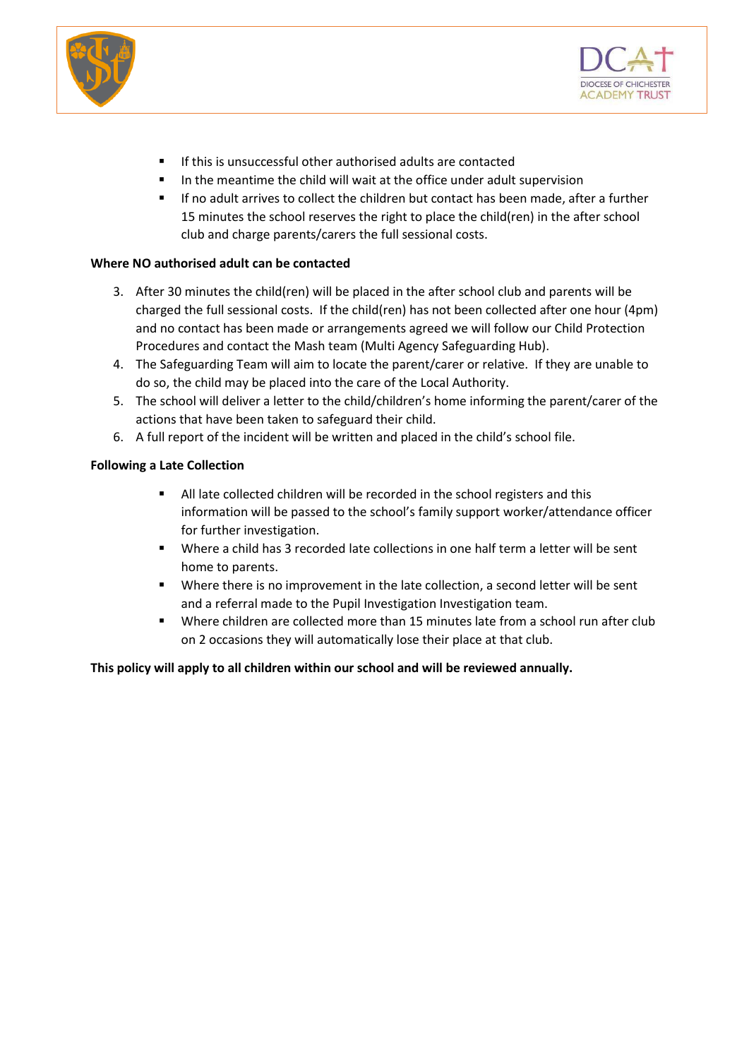- If this is unsuccessful other authorised adults are contacted
- In the meantime the child will wait at the office under adult supervision
- If no adult arrives to collect the children but contact has been made, after a further 15 minutes the school reserves the right to place the child(ren) in the after school club and charge parents/carers the full sessional costs.

**Where NO authorised adult can be contacted**

3. After 30 minutes the child(ren) will be placed in the after school club and parents will be charged the full sessional costs. If the child(ren) has not been collected after one hour (4pm) and no contact has been made or arrangements agreed we will follow our Child Protection Procedures and contact the Mash team (Multi Agency Safeguarding Hub).
4. The Safeguarding Team will aim to locate the parent/carer or relative. If they are unable to do so, the child may be placed into the care of the Local Authority.
5. The school will deliver a letter to the child/children's home informing the parent/carer of the actions that have been taken to safeguard their child.
6. A full report of the incident will be written and placed in the child's school file.

**Following a Late Collection**

- All late collected children will be recorded in the school registers and this information will be passed to the school's family support worker/attendance officer for further investigation.
- Where a child has 3 recorded late collections in one half term a letter will be sent home to parents.
- Where there is no improvement in the late collection, a second letter will be sent and a referral made to the Pupil Investigation Investigation team.
- Where children are collected more than 15 minutes late from a school run after club on 2 occasions they will automatically lose their place at that club.

**This policy will apply to all children within our school and will be reviewed annually.**